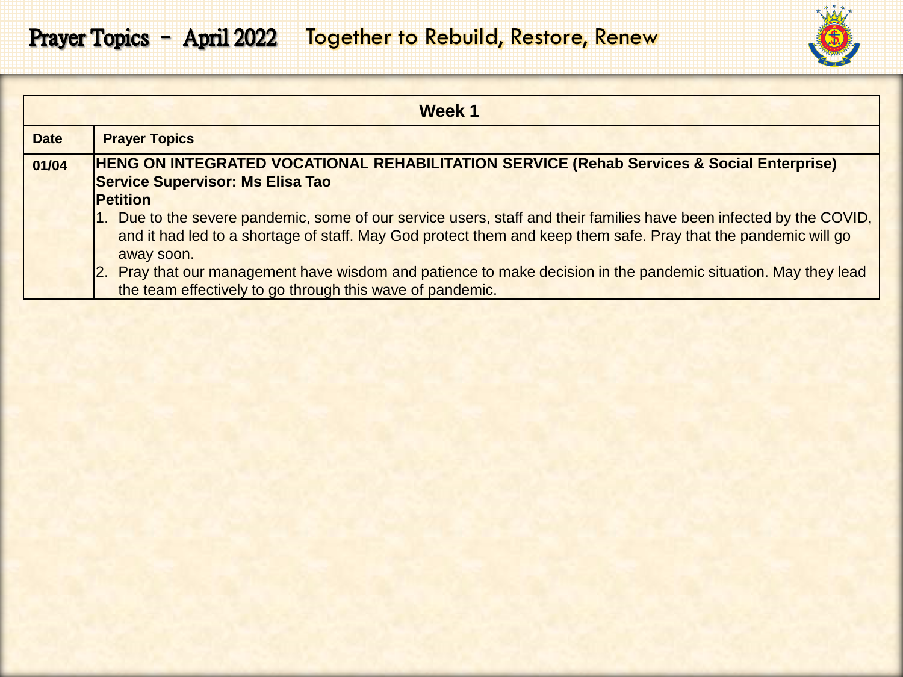# Prayer Topics – April 2022 Together to Rebuild, Restore, Renew

| Week 1 | |
|---|---|
| **Date** | **Prayer Topics** |
| **01/04** | **HENG ON INTEGRATED VOCATIONAL REHABILITATION SERVICE (Rehab Services & Social Enterprise)**<br>**Service Supervisor: Ms Elisa Tao**<br>**Petition**<br>1. Due to the severe pandemic, some of our service users, staff and their families have been infected by the COVID, and it had led to a shortage of staff. May God protect them and keep them safe. Pray that the pandemic will go away soon.<br>2. Pray that our management have wisdom and patience to make decision in the pandemic situation. May they lead the team effectively to go through this wave of pandemic. |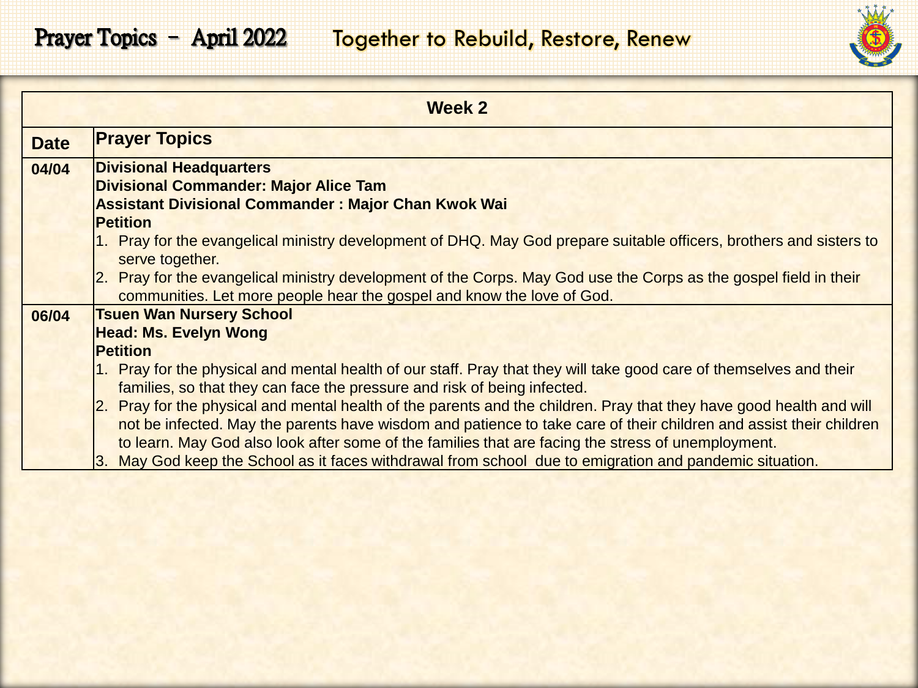# Prayer Topics – April 2022 Together to Rebuild, Restore, Renew

| Week 2 | |
|---|---|
| **Date** | **Prayer Topics** |
| **04/04** | **Divisional Headquarters**<br>**Divisional Commander: Major Alice Tam**<br>**Assistant Divisional Commander : Major Chan Kwok Wai**<br>**Petition**<br>1. Pray for the evangelical ministry development of DHQ. May God prepare suitable officers, brothers and sisters to serve together.<br>2. Pray for the evangelical ministry development of the Corps. May God use the Corps as the gospel field in their communities. Let more people hear the gospel and know the love of God. |
| **06/04** | **Tsuen Wan Nursery School**<br>**Head: Ms. Evelyn Wong**<br>**Petition**<br>1. Pray for the physical and mental health of our staff. Pray that they will take good care of themselves and their families, so that they can face the pressure and risk of being infected.<br>2. Pray for the physical and mental health of the parents and the children. Pray that they have good health and will not be infected. May the parents have wisdom and patience to take care of their children and assist their children to learn. May God also look after some of the families that are facing the stress of unemployment.<br>3. May God keep the School as it faces withdrawal from school due to emigration and pandemic situation. |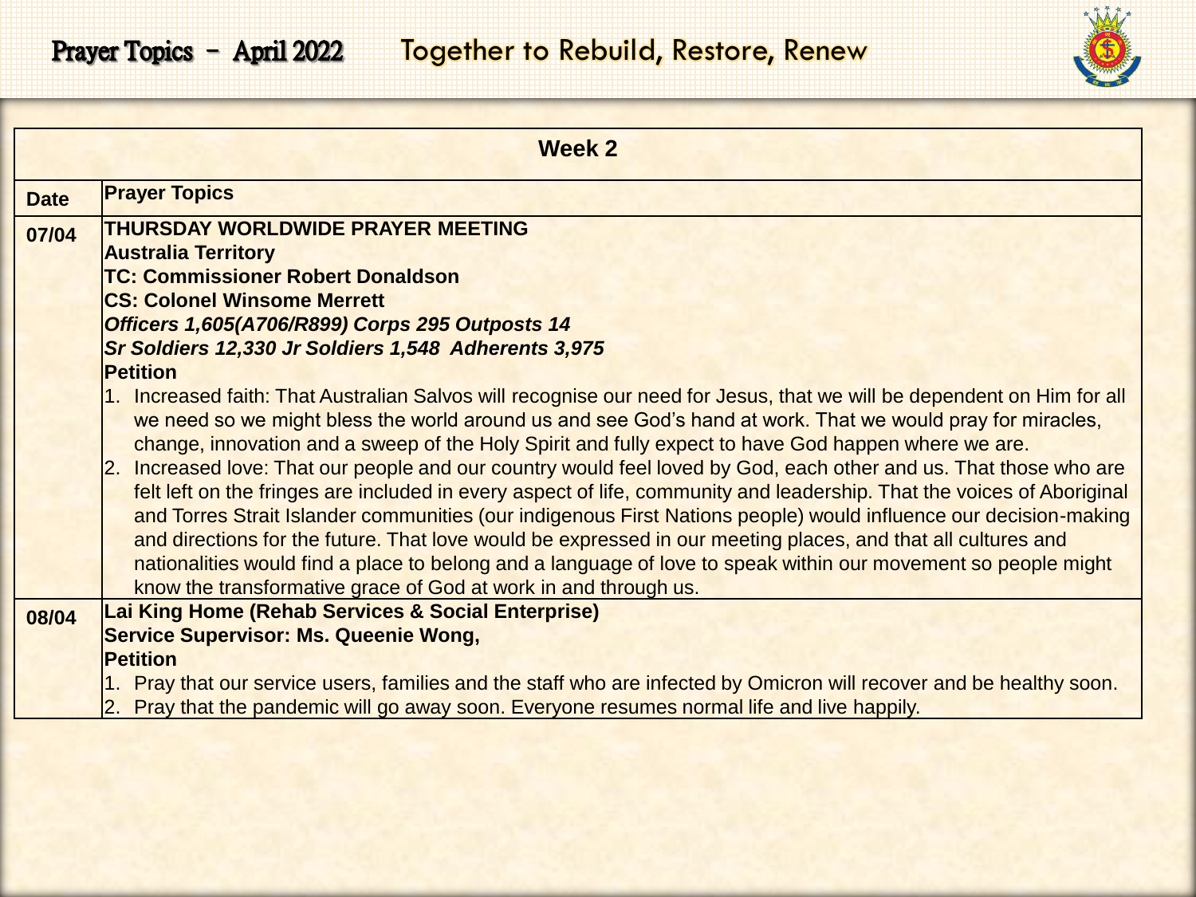# Prayer Topics – April 2022 Together to Rebuild, Restore, Renew

| Week 2 | |
|---|---|
| **Date** | **Prayer Topics** |
| **07/04** | **THURSDAY WORLDWIDE PRAYER MEETING**<br>**Australia Territory**<br>**TC: Commissioner Robert Donaldson**<br>**CS: Colonel Winsome Merrett**<br>***Officers 1,605(A706/R899) Corps 295 Outposts 14***<br>***Sr Soldiers 12,330 Jr Soldiers 1,548 Adherents 3,975***<br>**Petition**<br>1. Increased faith: That Australian Salvos will recognise our need for Jesus, that we will be dependent on Him for all we need so we might bless the world around us and see God's hand at work. That we would pray for miracles, change, innovation and a sweep of the Holy Spirit and fully expect to have God happen where we are.<br>2. Increased love: That our people and our country would feel loved by God, each other and us. That those who are felt left on the fringes are included in every aspect of life, community and leadership. That the voices of Aboriginal and Torres Strait Islander communities (our indigenous First Nations people) would influence our decision-making and directions for the future. That love would be expressed in our meeting places, and that all cultures and nationalities would find a place to belong and a language of love to speak within our movement so people might know the transformative grace of God at work in and through us. |
| **08/04** | **Lai King Home (Rehab Services & Social Enterprise)**<br>**Service Supervisor: Ms. Queenie Wong,**<br>**Petition**<br>1. Pray that our service users, families and the staff who are infected by Omicron will recover and be healthy soon.<br>2. Pray that the pandemic will go away soon. Everyone resumes normal life and live happily. |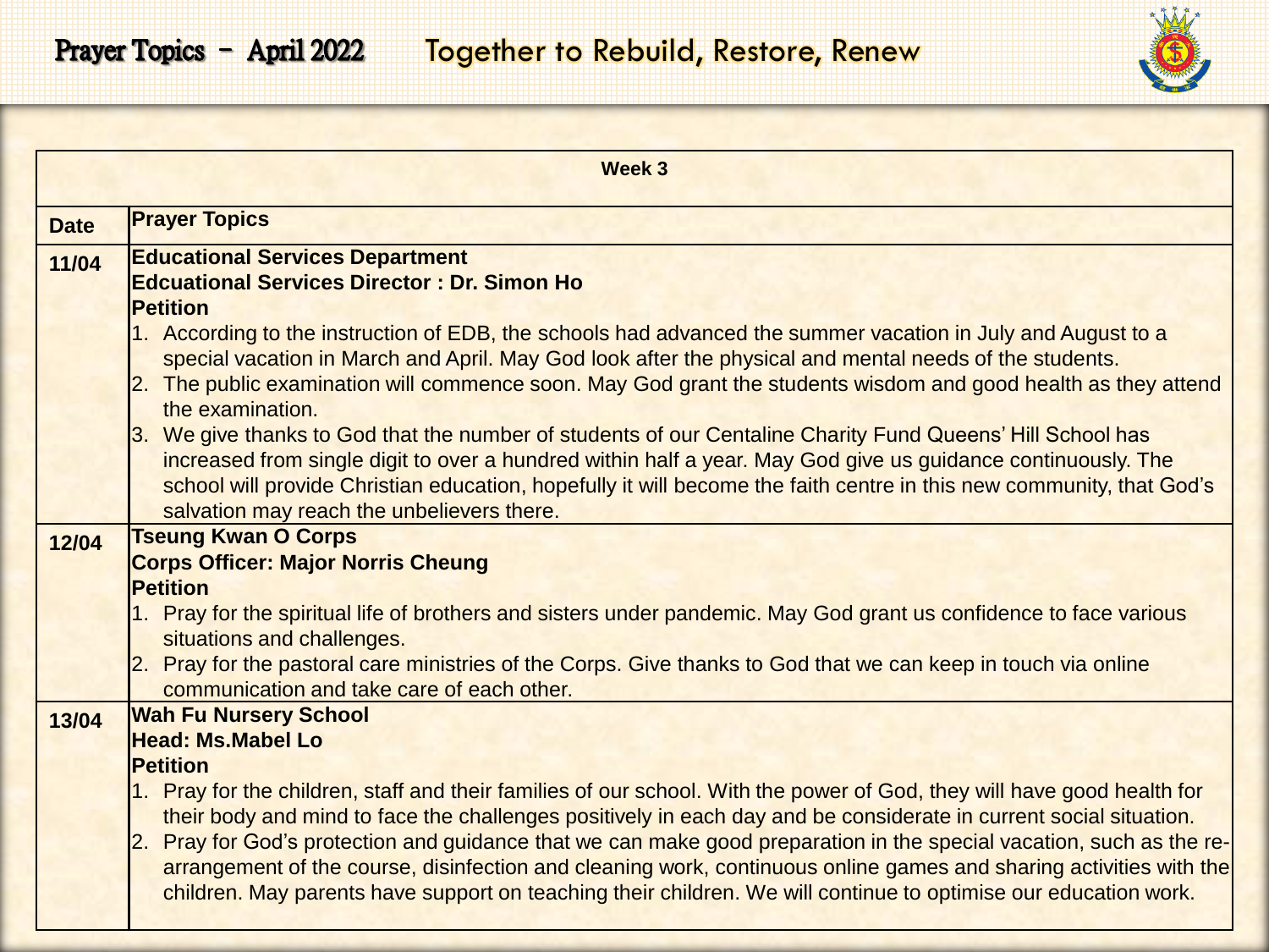# Prayer Topics - April 2022 Together to Rebuild, Restore, Renew

| Week 3 | |
|---|---|
| **Date** | **Prayer Topics** |
| **11/04** | **Educational Services Department**<br>**Edcuational Services Director : Dr. Simon Ho**<br>**Petition**<br>1. According to the instruction of EDB, the schools had advanced the summer vacation in July and August to a special vacation in March and April. May God look after the physical and mental needs of the students.<br>2. The public examination will commence soon. May God grant the students wisdom and good health as they attend the examination.<br>3. We give thanks to God that the number of students of our Centaline Charity Fund Queens' Hill School has increased from single digit to over a hundred within half a year. May God give us guidance continuously. The school will provide Christian education, hopefully it will become the faith centre in this new community, that God's salvation may reach the unbelievers there. |
| **12/04** | **Tseung Kwan O Corps**<br>**Corps Officer: Major Norris Cheung**<br>**Petition**<br>1. Pray for the spiritual life of brothers and sisters under pandemic. May God grant us confidence to face various situations and challenges.<br>2. Pray for the pastoral care ministries of the Corps. Give thanks to God that we can keep in touch via online communication and take care of each other. |
| **13/04** | **Wah Fu Nursery School**<br>**Head: Ms.Mabel Lo**<br>**Petition**<br>1. Pray for the children, staff and their families of our school. With the power of God, they will have good health for their body and mind to face the challenges positively in each day and be considerate in current social situation.<br>2. Pray for God's protection and guidance that we can make good preparation in the special vacation, such as the re-arrangement of the course, disinfection and cleaning work, continuous online games and sharing activities with the children. May parents have support on teaching their children. We will continue to optimise our education work. |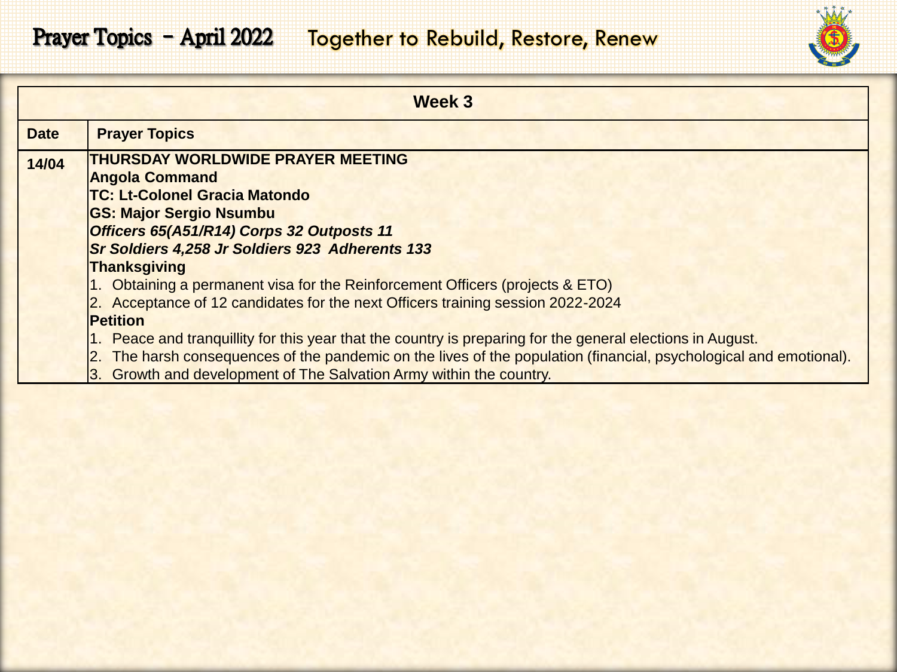# Prayer Topics – April 2022 Together to Rebuild, Restore, Renew

| Week 3 | |
|---|---|
| **Date** | **Prayer Topics** |
| **14/04** | **THURSDAY WORLDWIDE PRAYER MEETING**<br>**Angola Command**<br>**TC: Lt-Colonel Gracia Matondo**<br>**GS: Major Sergio Nsumbu**<br>***Officers 65(A51/R14) Corps 32 Outposts 11***<br>***Sr Soldiers 4,258 Jr Soldiers 923 Adherents 133***<br>**Thanksgiving**<br>1. Obtaining a permanent visa for the Reinforcement Officers (projects & ETO)<br>2. Acceptance of 12 candidates for the next Officers training session 2022-2024<br>**Petition**<br>1. Peace and tranquillity for this year that the country is preparing for the general elections in August.<br>2. The harsh consequences of the pandemic on the lives of the population (financial, psychological and emotional).<br>3. Growth and development of The Salvation Army within the country. |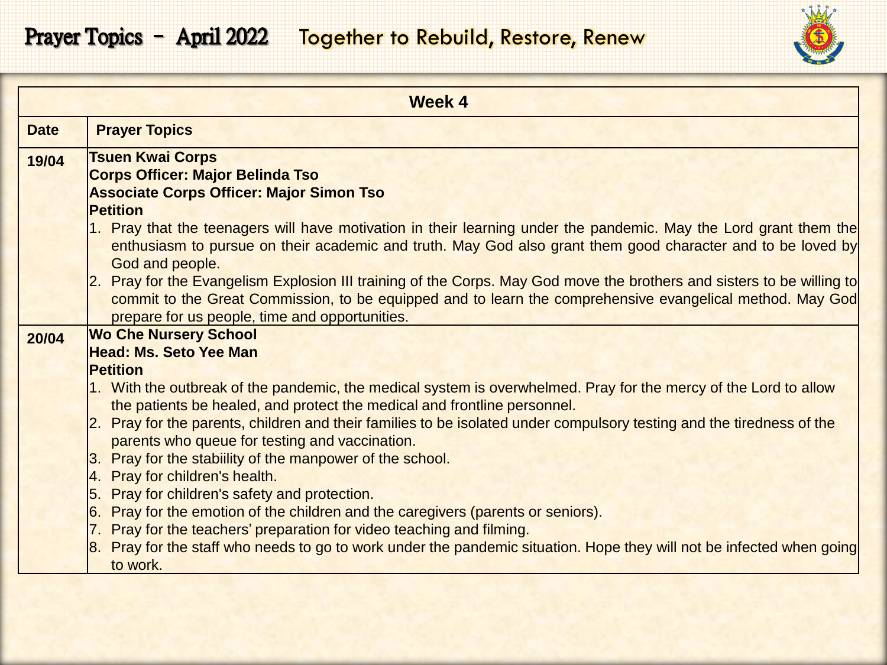# Prayer Topics - April 2022    Together to Rebuild, Restore, Renew

| Week 4 | |
|---|---|
| **Date** | **Prayer Topics** |
| **19/04** | **Tsuen Kwai Corps**<br>**Corps Officer: Major Belinda Tso**<br>**Associate Corps Officer: Major Simon Tso**<br>**Petition**<br>1. Pray that the teenagers will have motivation in their learning under the pandemic. May the Lord grant them the enthusiasm to pursue on their academic and truth. May God also grant them good character and to be loved by God and people.<br>2. Pray for the Evangelism Explosion III training of the Corps. May God move the brothers and sisters to be willing to commit to the Great Commission, to be equipped and to learn the comprehensive evangelical method. May God prepare for us people, time and opportunities. |
| **20/04** | **Wo Che Nursery School**<br>**Head: Ms. Seto Yee Man**<br>**Petition**<br>1. With the outbreak of the pandemic, the medical system is overwhelmed. Pray for the mercy of the Lord to allow the patients be healed, and protect the medical and frontline personnel.<br>2. Pray for the parents, children and their families to be isolated under compulsory testing and the tiredness of the parents who queue for testing and vaccination.<br>3. Pray for the stabiility of the manpower of the school.<br>4. Pray for children's health.<br>5. Pray for children's safety and protection.<br>6. Pray for the emotion of the children and the caregivers (parents or seniors).<br>7. Pray for the teachers' preparation for video teaching and filming.<br>8. Pray for the staff who needs to go to work under the pandemic situation. Hope they will not be infected when going to work. |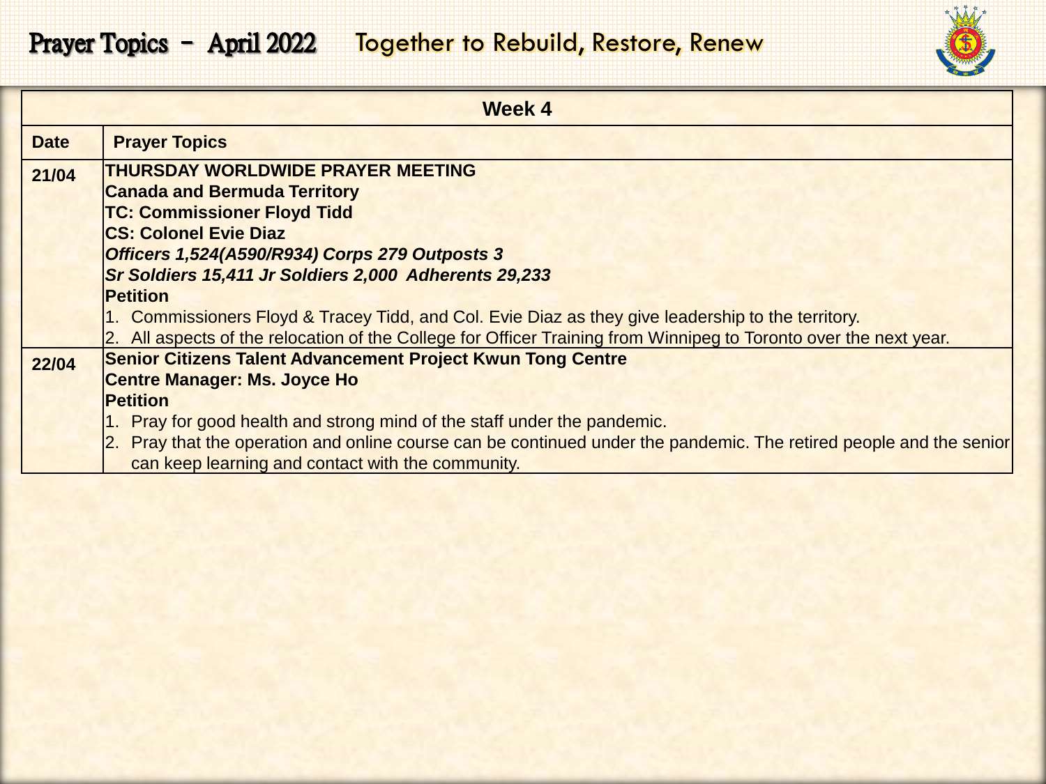# Prayer Topics - April 2022 Together to Rebuild, Restore, Renew

| Week 4 | |
|---|---|
| **Date** | **Prayer Topics** |
| **21/04** | **THURSDAY WORLDWIDE PRAYER MEETING**<br>**Canada and Bermuda Territory**<br>**TC: Commissioner Floyd Tidd**<br>**CS: Colonel Evie Diaz**<br>***Officers 1,524(A590/R934) Corps 279 Outposts 3***<br>***Sr Soldiers 15,411 Jr Soldiers 2,000 Adherents 29,233***<br>**Petition**<br>1. Commissioners Floyd & Tracey Tidd, and Col. Evie Diaz as they give leadership to the territory.<br>2. All aspects of the relocation of the College for Officer Training from Winnipeg to Toronto over the next year. |
| **22/04** | **Senior Citizens Talent Advancement Project Kwun Tong Centre**<br>**Centre Manager: Ms. Joyce Ho**<br>**Petition**<br>1. Pray for good health and strong mind of the staff under the pandemic.<br>2. Pray that the operation and online course can be continued under the pandemic. The retired people and the senior can keep learning and contact with the community. |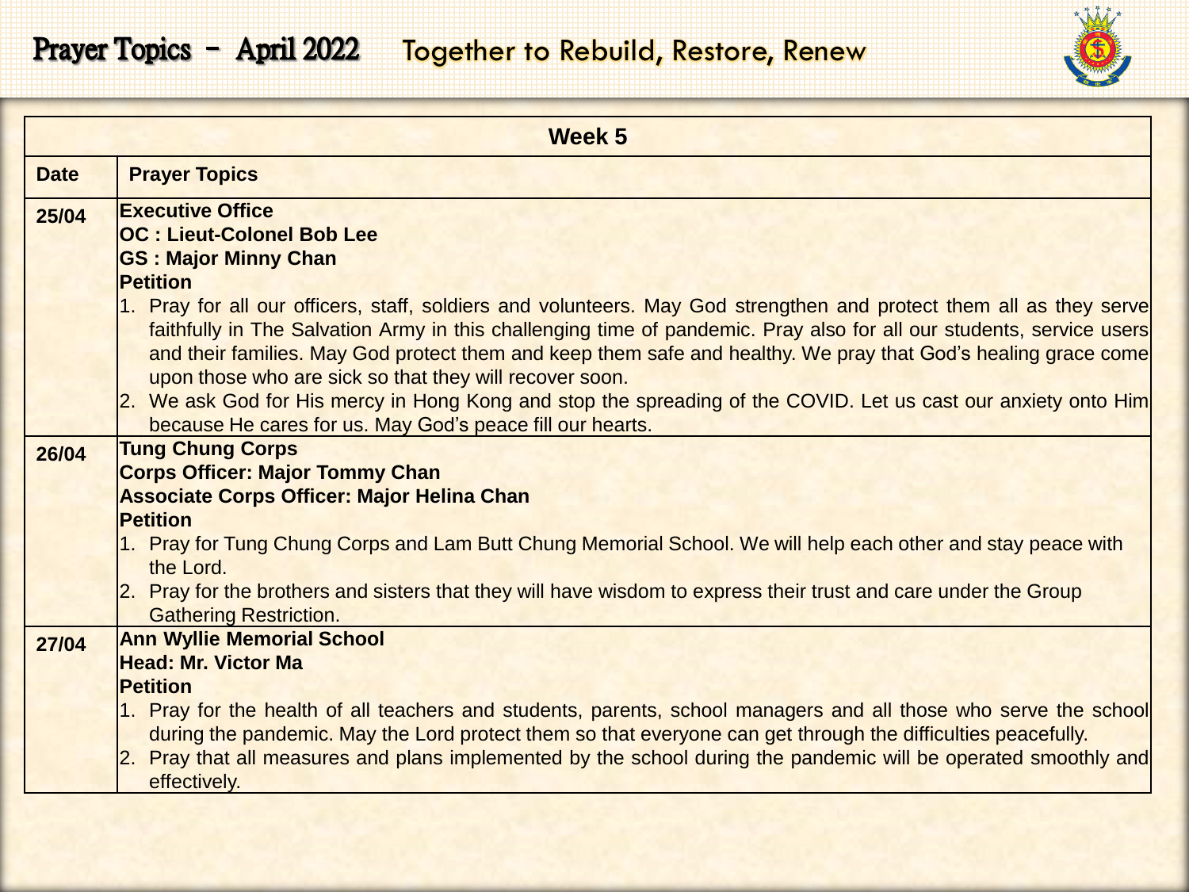# Prayer Topics - April 2022 Together to Rebuild, Restore, Renew

| Week 5 | |
|---|---|
| **Date** | **Prayer Topics** |
| **25/04** | **Executive Office**<br>**OC : Lieut-Colonel Bob Lee**<br>**GS : Major Minny Chan**<br>**Petition**<br>1. Pray for all our officers, staff, soldiers and volunteers. May God strengthen and protect them all as they serve faithfully in The Salvation Army in this challenging time of pandemic. Pray also for all our students, service users and their families. May God protect them and keep them safe and healthy. We pray that God's healing grace come upon those who are sick so that they will recover soon.<br>2. We ask God for His mercy in Hong Kong and stop the spreading of the COVID. Let us cast our anxiety onto Him because He cares for us. May God's peace fill our hearts. |
| **26/04** | **Tung Chung Corps**<br>**Corps Officer: Major Tommy Chan**<br>**Associate Corps Officer: Major Helina Chan**<br>**Petition**<br>1. Pray for Tung Chung Corps and Lam Butt Chung Memorial School. We will help each other and stay peace with the Lord.<br>2. Pray for the brothers and sisters that they will have wisdom to express their trust and care under the Group Gathering Restriction. |
| **27/04** | **Ann Wyllie Memorial School**<br>**Head: Mr. Victor Ma**<br>**Petition**<br>1. Pray for the health of all teachers and students, parents, school managers and all those who serve the school during the pandemic. May the Lord protect them so that everyone can get through the difficulties peacefully.<br>2. Pray that all measures and plans implemented by the school during the pandemic will be operated smoothly and effectively. |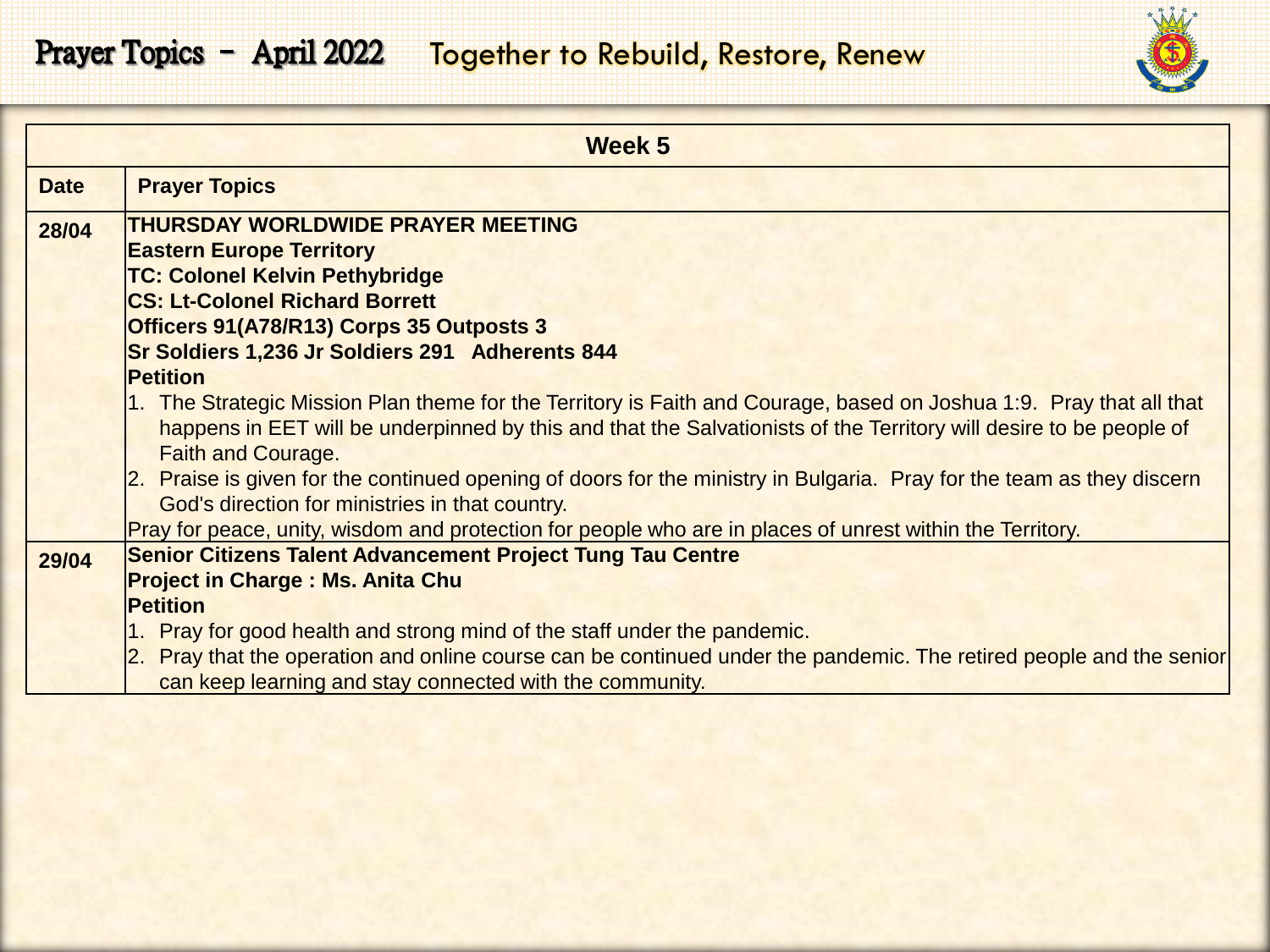# Prayer Topics - April 2022 Together to Rebuild, Restore, Renew

| Week 5 | |
|---|---|
| **Date** | **Prayer Topics** |
| **28/04** | **THURSDAY WORLDWIDE PRAYER MEETING**<br>**Eastern Europe Territory**<br>**TC: Colonel Kelvin Pethybridge**<br>**CS: Lt-Colonel Richard Borrett**<br>**Officers 91(A78/R13) Corps 35 Outposts 3**<br>**Sr Soldiers 1,236 Jr Soldiers 291 Adherents 844**<br>**Petition**<br>1. The Strategic Mission Plan theme for the Territory is Faith and Courage, based on Joshua 1:9. Pray that all that happens in EET will be underpinned by this and that the Salvationists of the Territory will desire to be people of Faith and Courage.<br>2. Praise is given for the continued opening of doors for the ministry in Bulgaria. Pray for the team as they discern God's direction for ministries in that country.<br>Pray for peace, unity, wisdom and protection for people who are in places of unrest within the Territory. |
| **29/04** | **Senior Citizens Talent Advancement Project Tung Tau Centre**<br>**Project in Charge : Ms. Anita Chu**<br>**Petition**<br>1. Pray for good health and strong mind of the staff under the pandemic.<br>2. Pray that the operation and online course can be continued under the pandemic. The retired people and the senior can keep learning and stay connected with the community. |